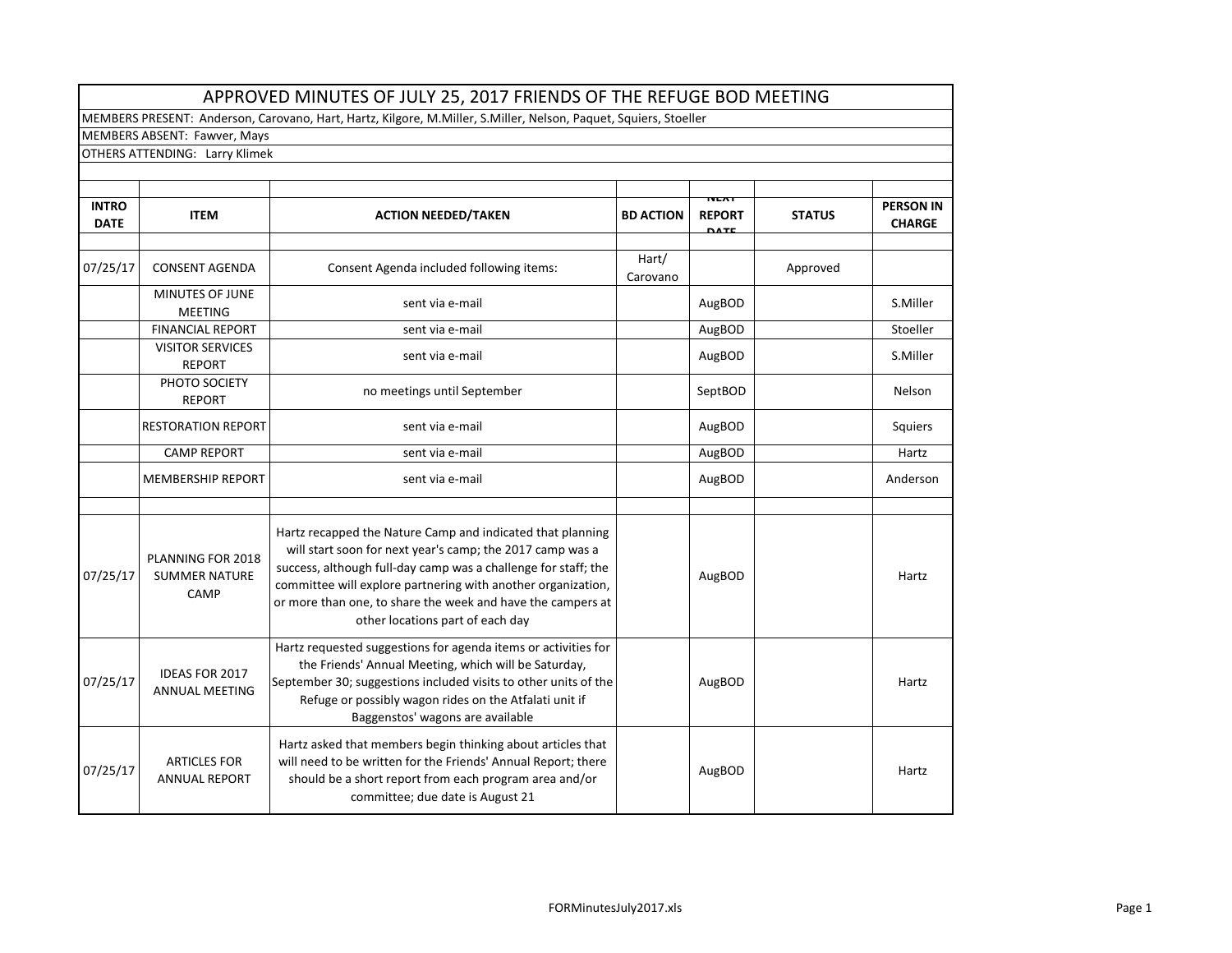# APPROVED MINUTES OF JULY 25, 2017 FRIENDS OF THE REFUGE BOD MEETING

MEMBERS PRESENT: Anderson, Carovano, Hart, Hartz, Kilgore, M.Miller, S.Miller, Nelson, Paquet, Squiers, Stoeller

MEMBERS ABSENT: Fawver, Mays

OTHERS ATTENDING: Larry Klimek

| INTRO DATE | ITEM | ACTION NEEDED/TAKEN | BD ACTION | NEXT REPORT DATE | STATUS | PERSON IN CHARGE |
|---|---|---|---|---|---|---|
| 07/25/17 | CONSENT AGENDA | Consent Agenda included following items: | Hart/ Carovano | | Approved | |
| | MINUTES OF JUNE MEETING | sent via e-mail | | AugBOD | | S.Miller |
| | FINANCIAL REPORT | sent via e-mail | | AugBOD | | Stoeller |
| | VISITOR SERVICES REPORT | sent via e-mail | | AugBOD | | S.Miller |
| | PHOTO SOCIETY REPORT | no meetings until September | | SeptBOD | | Nelson |
| | RESTORATION REPORT | sent via e-mail | | AugBOD | | Squiers |
| | CAMP REPORT | sent via e-mail | | AugBOD | | Hartz |
| | MEMBERSHIP REPORT | sent via e-mail | | AugBOD | | Anderson |
| 07/25/17 | PLANNING FOR 2018 SUMMER NATURE CAMP | Hartz recapped the Nature Camp and indicated that planning will start soon for next year's camp; the 2017 camp was a success, although full-day camp was a challenge for staff; the committee will explore partnering with another organization, or more than one, to share the week and have the campers at other locations part of each day | | AugBOD | | Hartz |
| 07/25/17 | IDEAS FOR 2017 ANNUAL MEETING | Hartz requested suggestions for agenda items or activities for the Friends' Annual Meeting, which will be Saturday, September 30; suggestions included visits to other units of the Refuge or possibly wagon rides on the Atfalati unit if Baggenstos' wagons are available | | AugBOD | | Hartz |
| 07/25/17 | ARTICLES FOR ANNUAL REPORT | Hartz asked that members begin thinking about articles that will need to be written for the Friends' Annual Report; there should be a short report from each program area and/or committee; due date is August 21 | | AugBOD | | Hartz |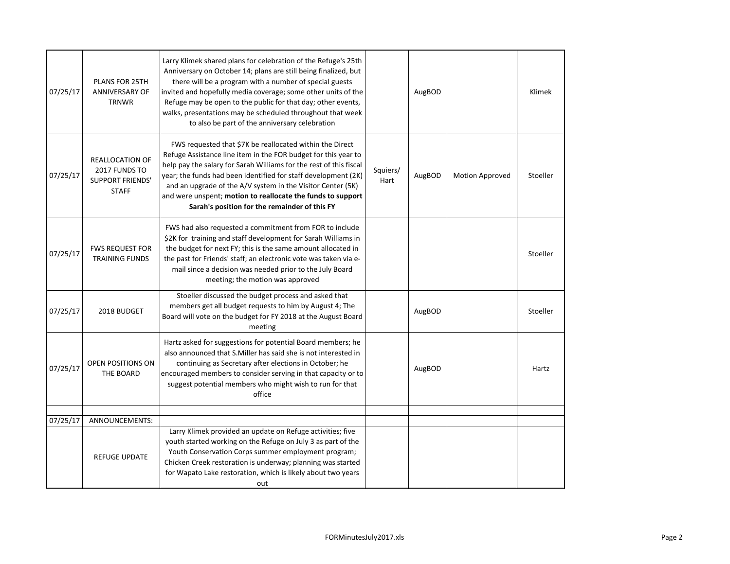| | | | | | | |
|---|---|---|---|---|---|---|
| 07/25/17 | PLANS FOR 25TH ANNIVERSARY OF TRNWR | Larry Klimek shared plans for celebration of the Refuge's 25th Anniversary on October 14; plans are still being finalized, but there will be a program with a number of special guests invited and hopefully media coverage; some other units of the Refuge may be open to the public for that day; other events, walks, presentations may be scheduled throughout that week to also be part of the anniversary celebration | | AugBOD | | Klimek |
| 07/25/17 | REALLOCATION OF 2017 FUNDS TO SUPPORT FRIENDS' STAFF | FWS requested that $7K be reallocated within the Direct Refuge Assistance line item in the FOR budget for this year to help pay the salary for Sarah Williams for the rest of this fiscal year; the funds had been identified for staff development (2K) and an upgrade of the A/V system in the Visitor Center (5K) and were unspent; **motion to reallocate the funds to support Sarah's position for the remainder of this FY** | Squiers/ Hart | AugBOD | Motion Approved | Stoeller |
| 07/25/17 | FWS REQUEST FOR TRAINING FUNDS | FWS had also requested a commitment from FOR to include $2K for training and staff development for Sarah Williams in the budget for next FY; this is the same amount allocated in the past for Friends' staff; an electronic vote was taken via e-mail since a decision was needed prior to the July Board meeting; the motion was approved | | | | Stoeller |
| 07/25/17 | 2018 BUDGET | Stoeller discussed the budget process and asked that members get all budget requests to him by August 4; The Board will vote on the budget for FY 2018 at the August Board meeting | | AugBOD | | Stoeller |
| 07/25/17 | OPEN POSITIONS ON THE BOARD | Hartz asked for suggestions for potential Board members; he also announced that S.Miller has said she is not interested in continuing as Secretary after elections in October; he encouraged members to consider serving in that capacity or to suggest potential members who might wish to run for that office | | AugBOD | | Hartz |
| | | | | | | |
| 07/25/17 | ANNOUNCEMENTS: | | | | | |
| | REFUGE UPDATE | Larry Klimek provided an update on Refuge activities; five youth started working on the Refuge on July 3 as part of the Youth Conservation Corps summer employment program; Chicken Creek restoration is underway; planning was started for Wapato Lake restoration, which is likely about two years out | | | | |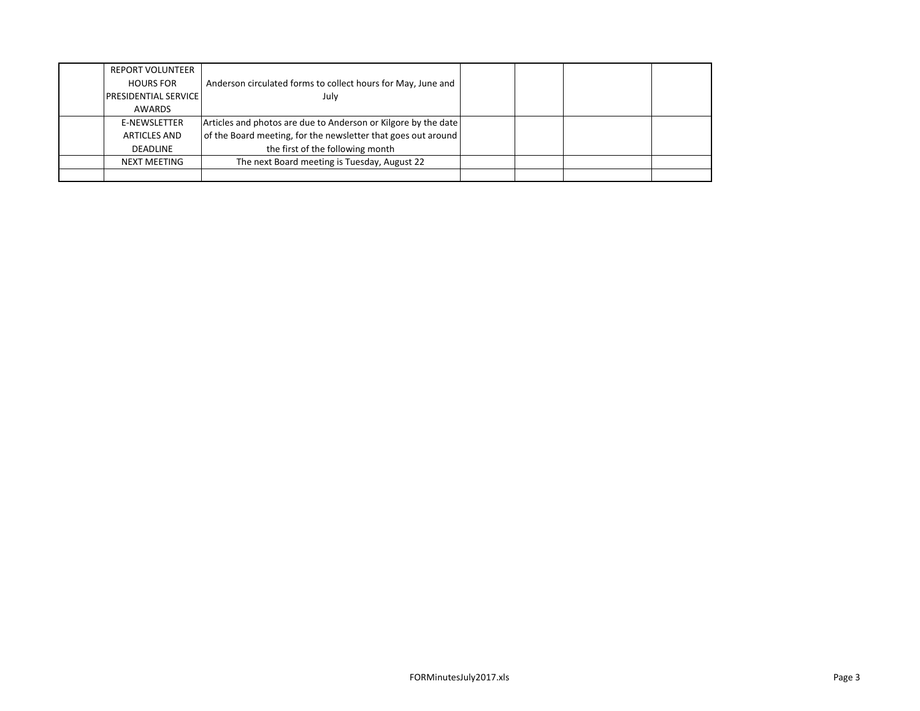| | | | | | | |
|---|---|---|---|---|---|---|
| | REPORT VOLUNTEER HOURS FOR PRESIDENTIAL SERVICE AWARDS | Anderson circulated forms to collect hours for May, June and July | | | | |
| | E-NEWSLETTER ARTICLES AND DEADLINE | Articles and photos are due to Anderson or Kilgore by the date of the Board meeting, for the newsletter that goes out around the first of the following month | | | | |
| | NEXT MEETING | The next Board meeting is Tuesday, August 22 | | | | |
| | | | | | | |

FORMinutesJuly2017.xls